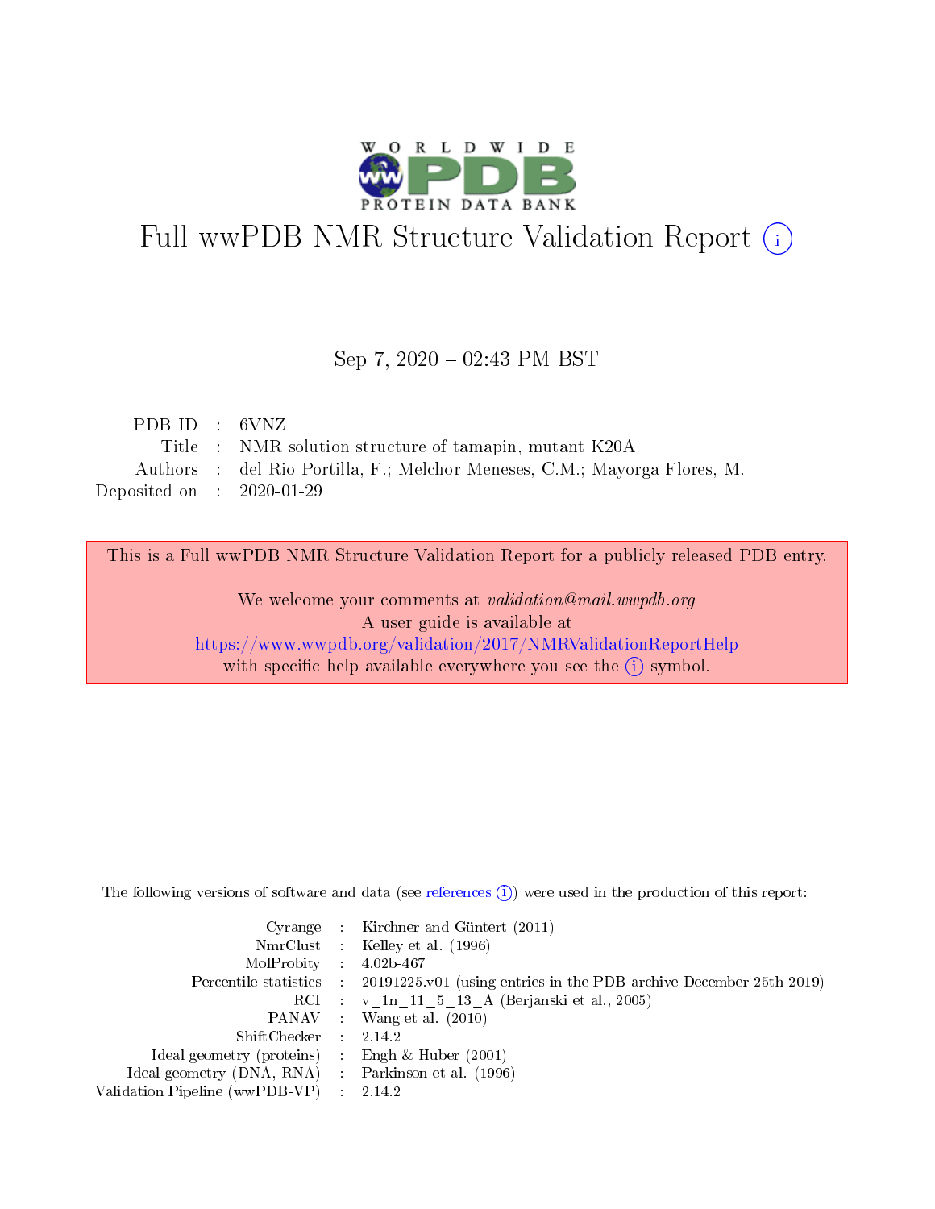# Full wwPDB NMR Structure Validation Report (i)

Sep 7, 2020 – 02:43 PM BST

| | | |
|---|---|---|
| PDB ID | : | 6VNZ |
| Title | : | NMR solution structure of tamapin, mutant K20A |
| Authors | : | del Rio Portilla, F.; Melchor Meneses, C.M.; Mayorga Flores, M. |
| Deposited on | : | 2020-01-29 |

This is a Full wwPDB NMR Structure Validation Report for a publicly released PDB entry.

We welcome your comments at *validation@mail.wwpdb.org*
A user guide is available at
https://www.wwpdb.org/validation/2017/NMRValidationReportHelp
with specific help available everywhere you see the (i) symbol.

The following versions of software and data (see references (i)) were used in the production of this report:

| | | |
|---|---|---|
| Cyrange | : | Kirchner and Güntert (2011) |
| NmrClust | : | Kelley et al. (1996) |
| MolProbity | : | 4.02b-467 |
| Percentile statistics | : | 20191225.v01 (using entries in the PDB archive December 25th 2019) |
| RCI | : | v_1n_11_5_13_A (Berjanski et al., 2005) |
| PANAV | : | Wang et al. (2010) |
| ShiftChecker | : | 2.14.2 |
| Ideal geometry (proteins) | : | Engh & Huber (2001) |
| Ideal geometry (DNA, RNA) | : | Parkinson et al. (1996) |
| Validation Pipeline (wwPDB-VP) | : | 2.14.2 |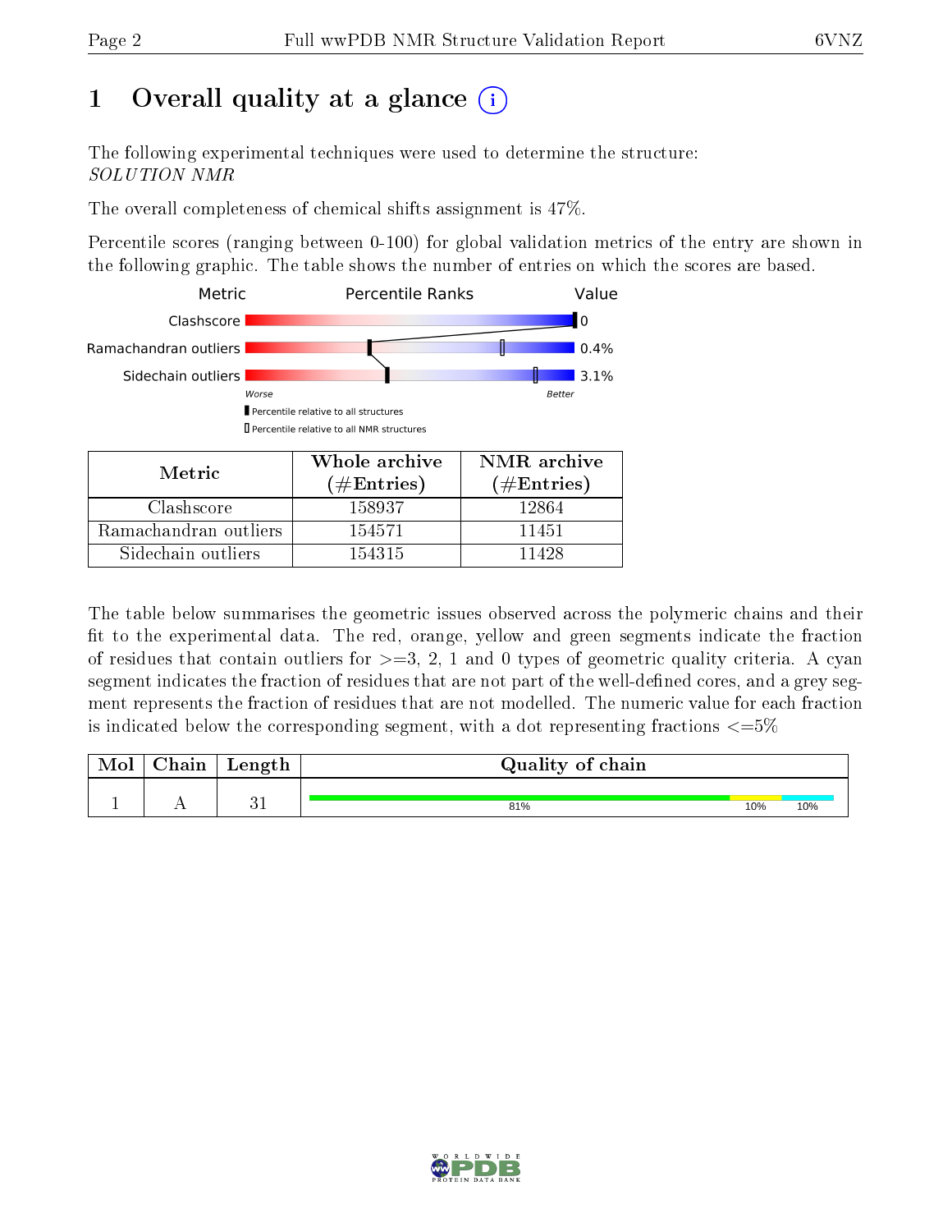# 1 Overall quality at a glance

The following experimental techniques were used to determine the structure:
*SOLUTION NMR*

The overall completeness of chemical shifts assignment is 47%.

Percentile scores (ranging between 0-100) for global validation metrics of the entry are shown in the following graphic. The table shows the number of entries on which the scores are based.

| Metric | Value |
|---|---|
| Clashscore | 0 |
| Ramachandran outliers | 0.4% |
| Sidechain outliers | 3.1% |

Percentile relative to all structures
Percentile relative to all NMR structures

| Metric | Whole archive (#Entries) | NMR archive (#Entries) |
|---|---|---|
| Clashscore | 158937 | 12864 |
| Ramachandran outliers | 154571 | 11451 |
| Sidechain outliers | 154315 | 11428 |

The table below summarises the geometric issues observed across the polymeric chains and their fit to the experimental data. The red, orange, yellow and green segments indicate the fraction of residues that contain outliers for >=3, 2, 1 and 0 types of geometric quality criteria. A cyan segment indicates the fraction of residues that are not part of the well-defined cores, and a grey segment represents the fraction of residues that are not modelled. The numeric value for each fraction is indicated below the corresponding segment, with a dot representing fractions <=5%

| Mol | Chain | Length | Quality of chain |
|---|---|---|---|
| 1 | A | 31 | 81% (green), 10% (yellow), 10% (cyan) |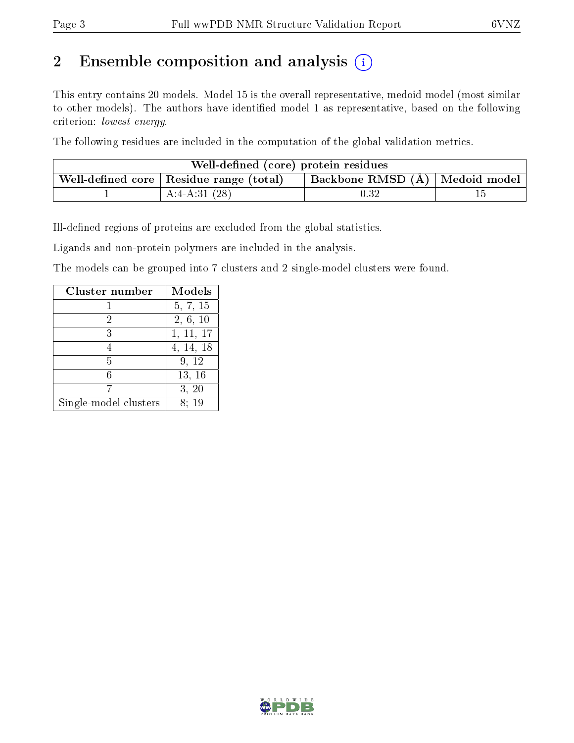## 2 Ensemble composition and analysis

This entry contains 20 models. Model 15 is the overall representative, medoid model (most similar to other models). The authors have identified model 1 as representative, based on the following criterion: *lowest energy*.

The following residues are included in the computation of the global validation metrics.

| Well-defined (core) protein residues | | | |
|---|---|---|---|
| Well-defined core | Residue range (total) | Backbone RMSD (Å) | Medoid model |
| 1 | A:4-A:31 (28) | 0.32 | 15 |

Ill-defined regions of proteins are excluded from the global statistics.

Ligands and non-protein polymers are included in the analysis.

The models can be grouped into 7 clusters and 2 single-model clusters were found.

| Cluster number | Models |
|---|---|
| 1 | 5, 7, 15 |
| 2 | 2, 6, 10 |
| 3 | 1, 11, 17 |
| 4 | 4, 14, 18 |
| 5 | 9, 12 |
| 6 | 13, 16 |
| 7 | 3, 20 |
| Single-model clusters | 8; 19 |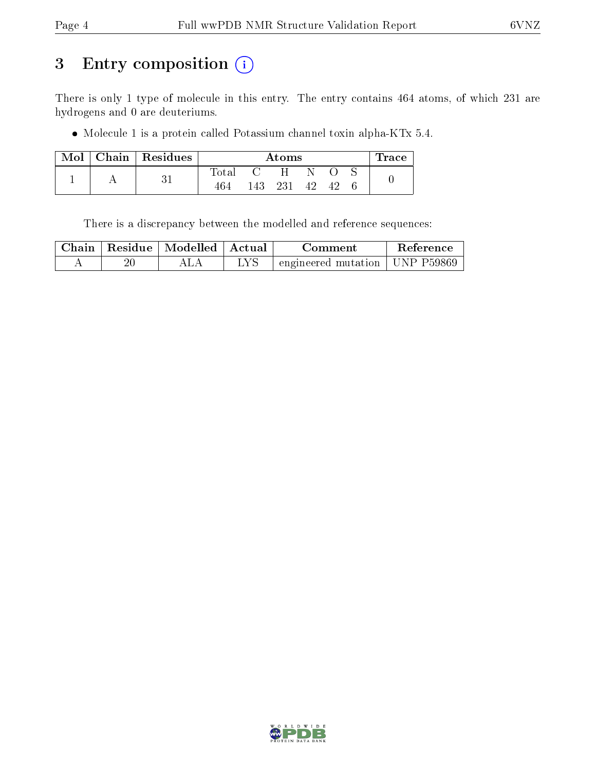# 3 Entry composition (i)

There is only 1 type of molecule in this entry. The entry contains 464 atoms, of which 231 are hydrogens and 0 are deuteriums.

- Molecule 1 is a protein called Potassium channel toxin alpha-KTx 5.4.

| Mol | Chain | Residues | Atoms | | | | | | Trace |
|---|---|---|---|---|---|---|---|---|---|
| | | | Total | C | H | N | O | S | |
| 1 | A | 31 | 464 | 143 | 231 | 42 | 42 | 6 | 0 |

There is a discrepancy between the modelled and reference sequences:

| Chain | Residue | Modelled | Actual | Comment | Reference |
|---|---|---|---|---|---|
| A | 20 | ALA | LYS | engineered mutation | UNP P59869 |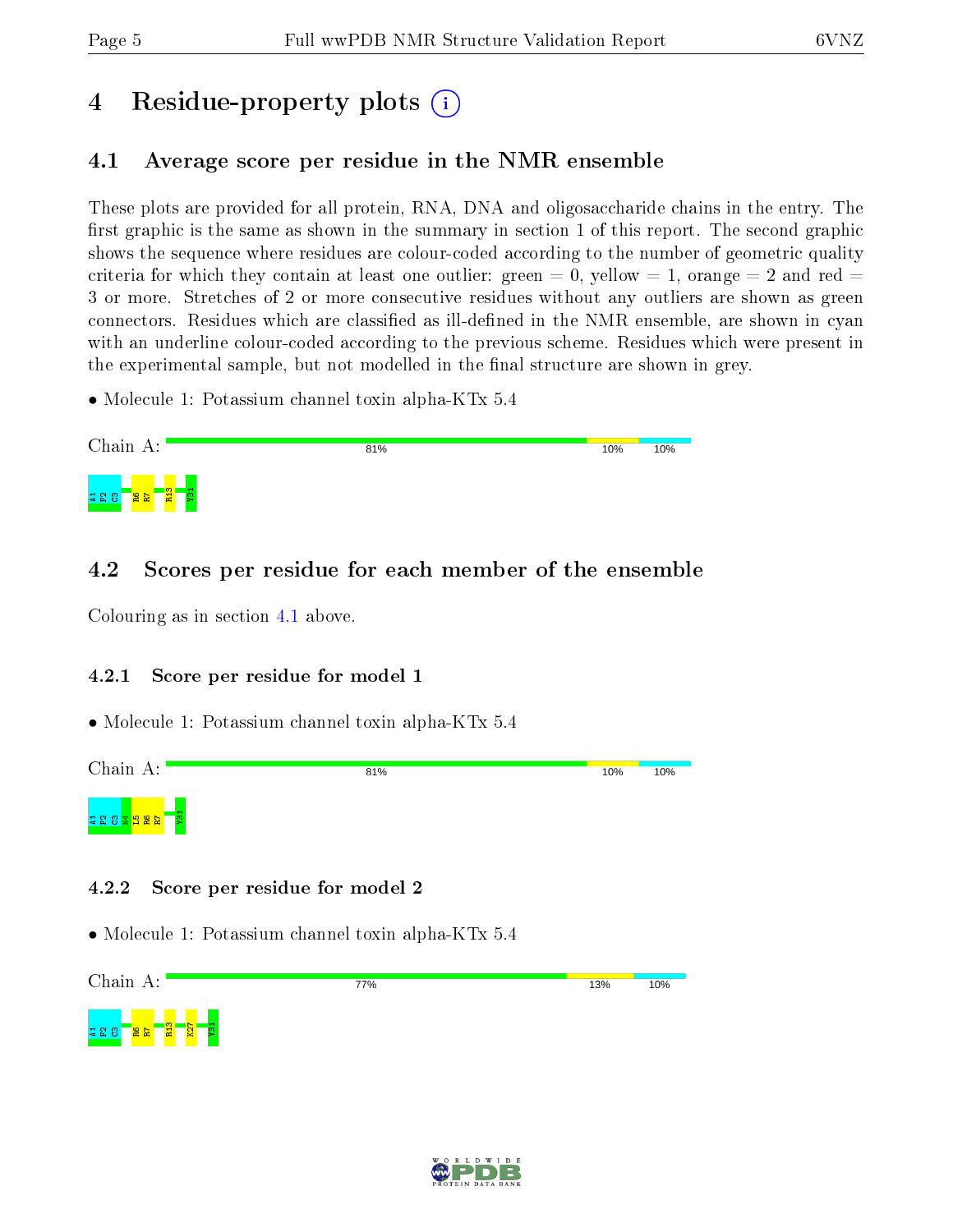# 4 Residue-property plots

## 4.1 Average score per residue in the NMR ensemble

These plots are provided for all protein, RNA, DNA and oligosaccharide chains in the entry. The first graphic is the same as shown in the summary in section 1 of this report. The second graphic shows the sequence where residues are colour-coded according to the number of geometric quality criteria for which they contain at least one outlier: green = 0, yellow = 1, orange = 2 and red = 3 or more. Stretches of 2 or more consecutive residues without any outliers are shown as green connectors. Residues which are classified as ill-defined in the NMR ensemble, are shown in cyan with an underline colour-coded according to the previous scheme. Residues which were present in the experimental sample, but not modelled in the final structure are shown in grey.

- Molecule 1: Potassium channel toxin alpha-KTx 5.4

Chain A: 81% | 10% | 10%

A1 F2 C3 R6 R7 R13 Y31

## 4.2 Scores per residue for each member of the ensemble

Colouring as in section 4.1 above.

### 4.2.1 Score per residue for model 1

- Molecule 1: Potassium channel toxin alpha-KTx 5.4

Chain A: 81% | 10% | 10%

A1 F2 C3 N4 L5 R6 R7 Y31

### 4.2.2 Score per residue for model 2

- Molecule 1: Potassium channel toxin alpha-KTx 5.4

Chain A: 77% | 13% | 10%

A1 F2 C3 R6 R7 R13 K27 Y31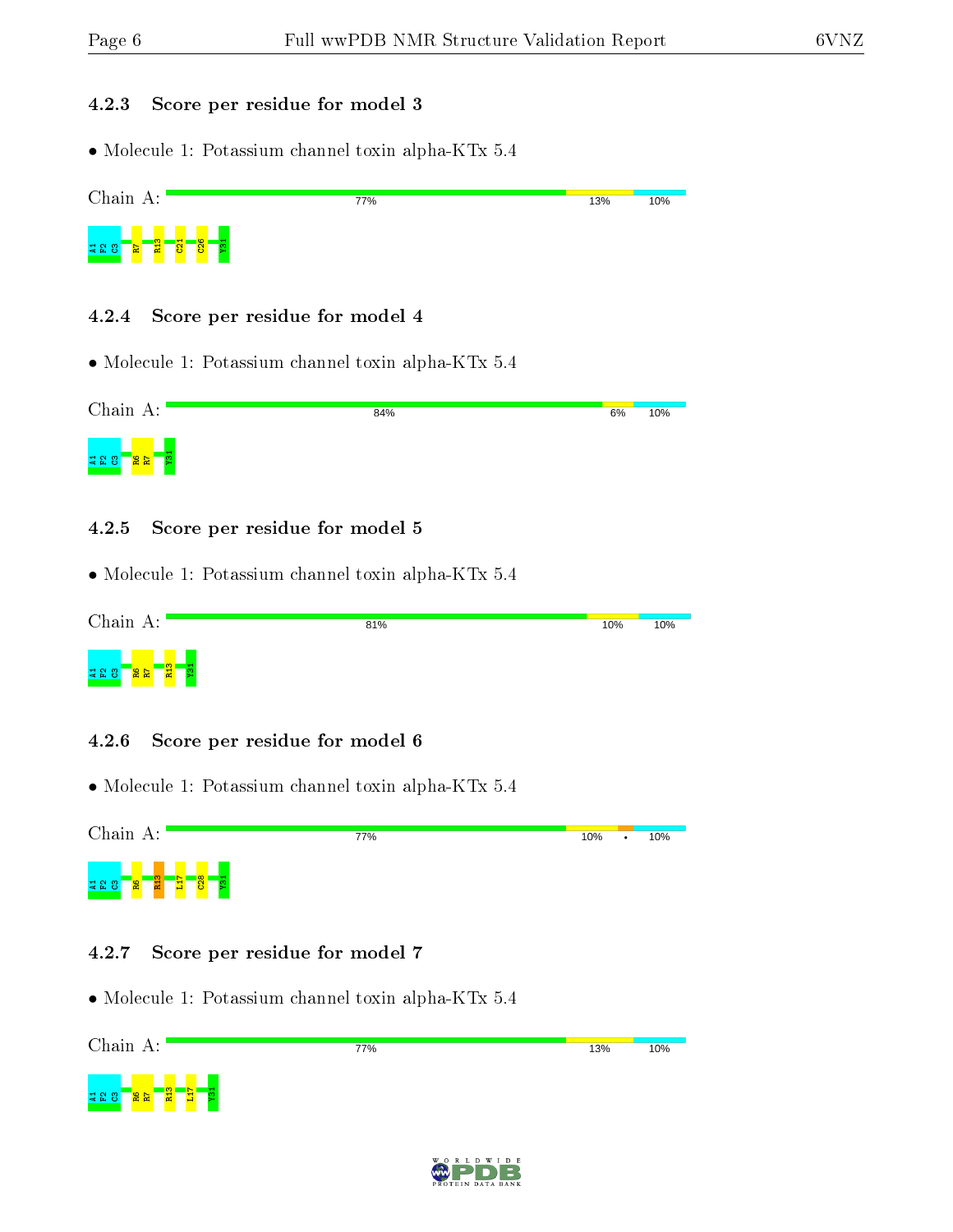### 4.2.3 Score per residue for model 3

• Molecule 1: Potassium channel toxin alpha-KTx 5.4

Chain A: 77% 13% 10%

A1 F2 C3 R7 R13 C21 C26 Y31

### 4.2.4 Score per residue for model 4

• Molecule 1: Potassium channel toxin alpha-KTx 5.4

Chain A: 84% 6% 10%

A1 F2 C3 R6 R7 Y31

### 4.2.5 Score per residue for model 5

• Molecule 1: Potassium channel toxin alpha-KTx 5.4

Chain A: 81% 10% 10%

A1 F2 C3 R6 R7 R13 Y31

### 4.2.6 Score per residue for model 6

• Molecule 1: Potassium channel toxin alpha-KTx 5.4

Chain A: 77% 10% • 10%

A1 F2 C3 R6 R13 L17 C28 Y31

### 4.2.7 Score per residue for model 7

• Molecule 1: Potassium channel toxin alpha-KTx 5.4

Chain A: 77% 13% 10%

A1 F2 C3 R6 R7 R13 L17 Y31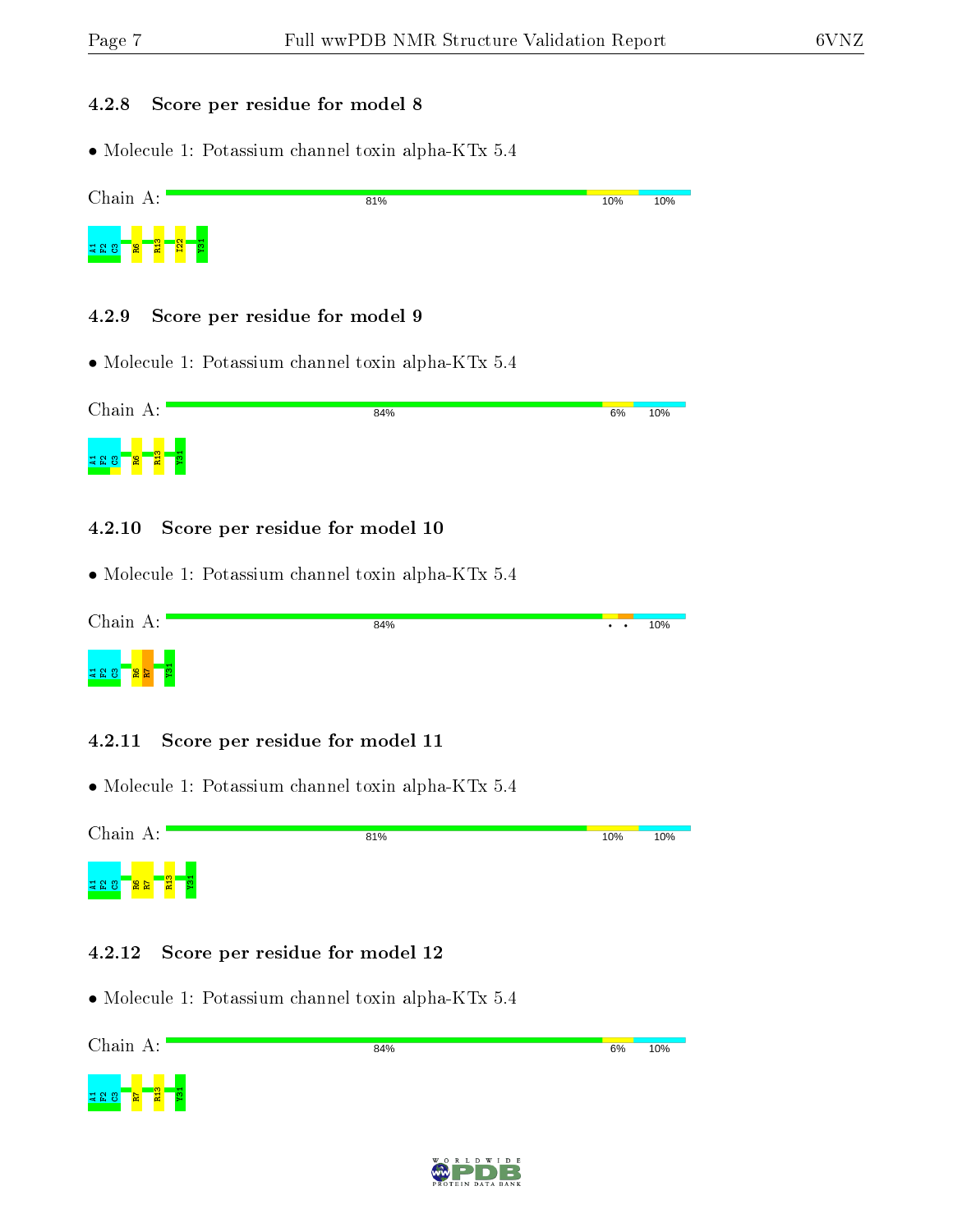### 4.2.8 Score per residue for model 8

- Molecule 1: Potassium channel toxin alpha-KTx 5.4

Chain A: 81% 10% 10%

A1 F2 C3 R6 R13 I22 Y31

### 4.2.9 Score per residue for model 9

- Molecule 1: Potassium channel toxin alpha-KTx 5.4

Chain A: 84% 6% 10%

A1 F2 C3 R6 R13 Y31

### 4.2.10 Score per residue for model 10

- Molecule 1: Potassium channel toxin alpha-KTx 5.4

Chain A: 84% • • 10%

A1 F2 C3 R6 R7 Y31

### 4.2.11 Score per residue for model 11

- Molecule 1: Potassium channel toxin alpha-KTx 5.4

Chain A: 81% 10% 10%

A1 F2 C3 R6 R7 R13 Y31

### 4.2.12 Score per residue for model 12

- Molecule 1: Potassium channel toxin alpha-KTx 5.4

Chain A: 84% 6% 10%

A1 F2 C3 R7 R13 Y31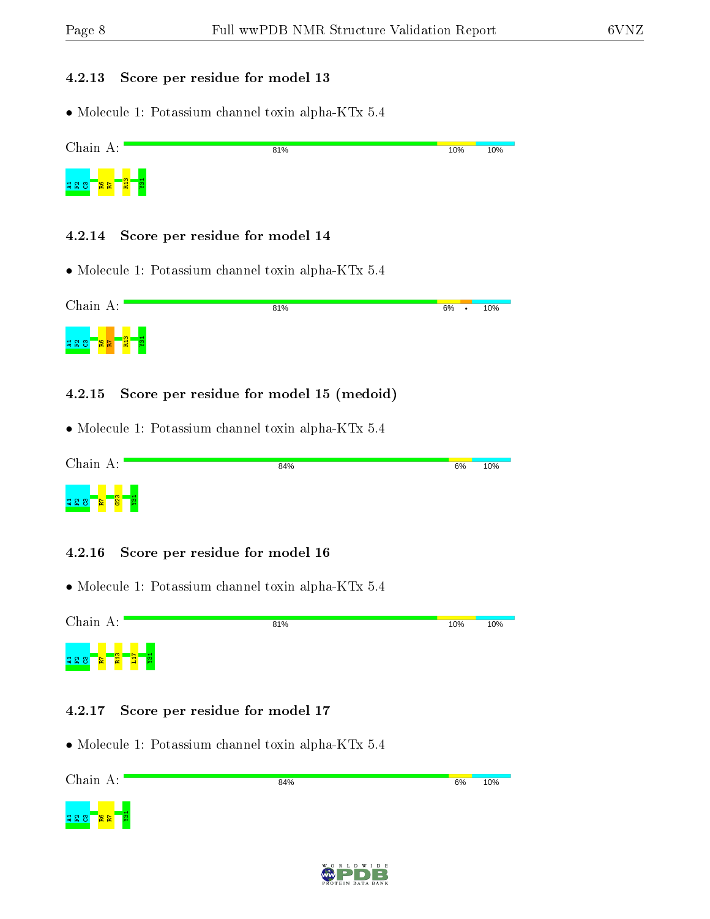#### 4.2.13 Score per residue for model 13

- Molecule 1: Potassium channel toxin alpha-KTx 5.4

Chain A: 81% | 10% | 10%

A1 F2 C3 R6 R7 R13 Y31

#### 4.2.14 Score per residue for model 14

- Molecule 1: Potassium channel toxin alpha-KTx 5.4

Chain A: 81% | 6% | • | 10%

A1 F2 C3 R6 R7 R13 Y31

#### 4.2.15 Score per residue for model 15 (medoid)

- Molecule 1: Potassium channel toxin alpha-KTx 5.4

Chain A: 84% | 6% | 10%

A1 F2 C3 R7 G23 Y31

#### 4.2.16 Score per residue for model 16

- Molecule 1: Potassium channel toxin alpha-KTx 5.4

Chain A: 81% | 10% | 10%

A1 F2 C3 R7 R13 L17 Y31

#### 4.2.17 Score per residue for model 17

- Molecule 1: Potassium channel toxin alpha-KTx 5.4

Chain A: 84% | 6% | 10%

A1 F2 C3 R6 R7 Y31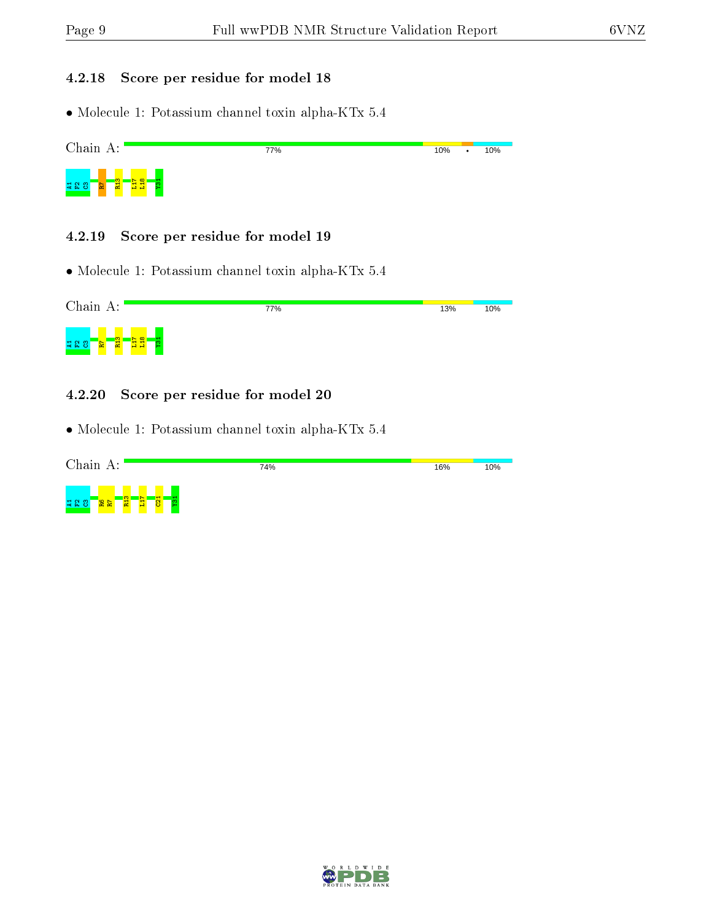### 4.2.18 Score per residue for model 18

- Molecule 1: Potassium channel toxin alpha-KTx 5.4

Chain A: 77% 10% • 10%

A1 F2 C3 R7 R13 L17 L18 Y31

### 4.2.19 Score per residue for model 19

- Molecule 1: Potassium channel toxin alpha-KTx 5.4

Chain A: 77% 13% 10%

A1 F2 C3 R7 R13 L17 L18 Y31

### 4.2.20 Score per residue for model 20

- Molecule 1: Potassium channel toxin alpha-KTx 5.4

Chain A: 74% 16% 10%

A1 F2 C3 R6 R7 R13 L17 C21 Y31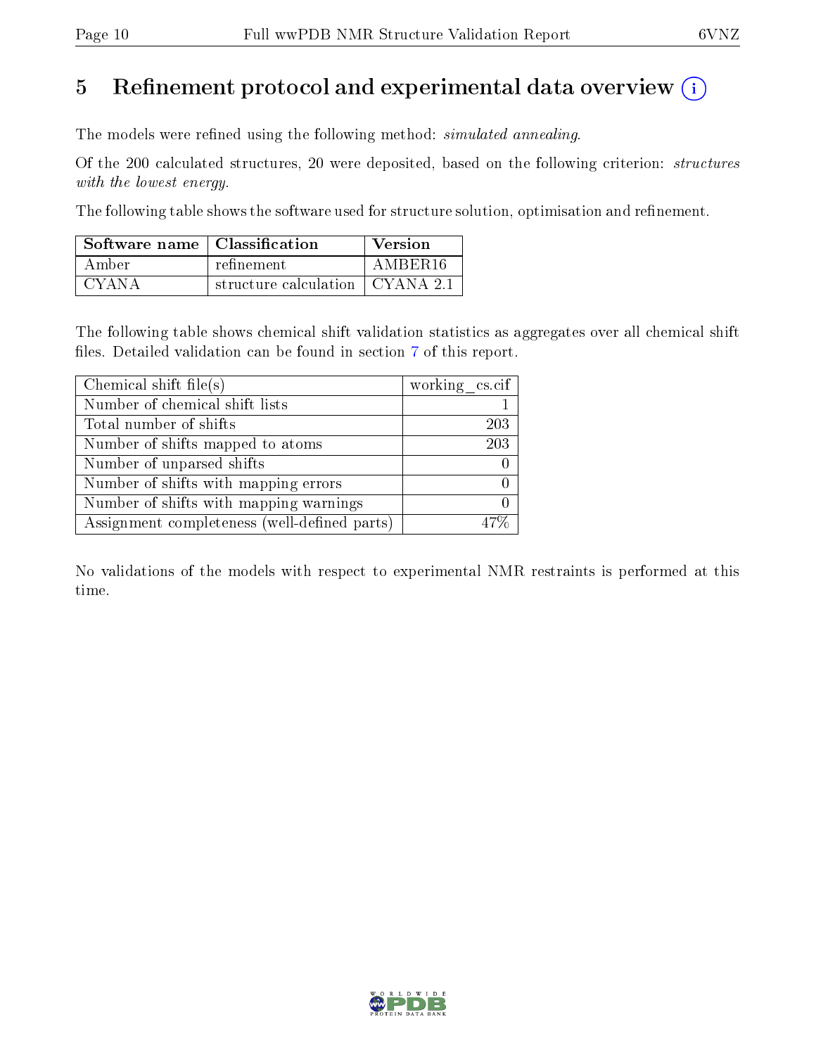# 5 Refinement protocol and experimental data overview (i)

The models were refined using the following method: *simulated annealing*.

Of the 200 calculated structures, 20 were deposited, based on the following criterion: *structures with the lowest energy*.

The following table shows the software used for structure solution, optimisation and refinement.

| Software name | Classification | Version |
|---|---|---|
| Amber | refinement | AMBER16 |
| CYANA | structure calculation | CYANA 2.1 |

The following table shows chemical shift validation statistics as aggregates over all chemical shift files. Detailed validation can be found in section 7 of this report.

| Chemical shift file(s) | working_cs.cif |
|---|---|
| Number of chemical shift lists | 1 |
| Total number of shifts | 203 |
| Number of shifts mapped to atoms | 203 |
| Number of unparsed shifts | 0 |
| Number of shifts with mapping errors | 0 |
| Number of shifts with mapping warnings | 0 |
| Assignment completeness (well-defined parts) | 47% |

No validations of the models with respect to experimental NMR restraints is performed at this time.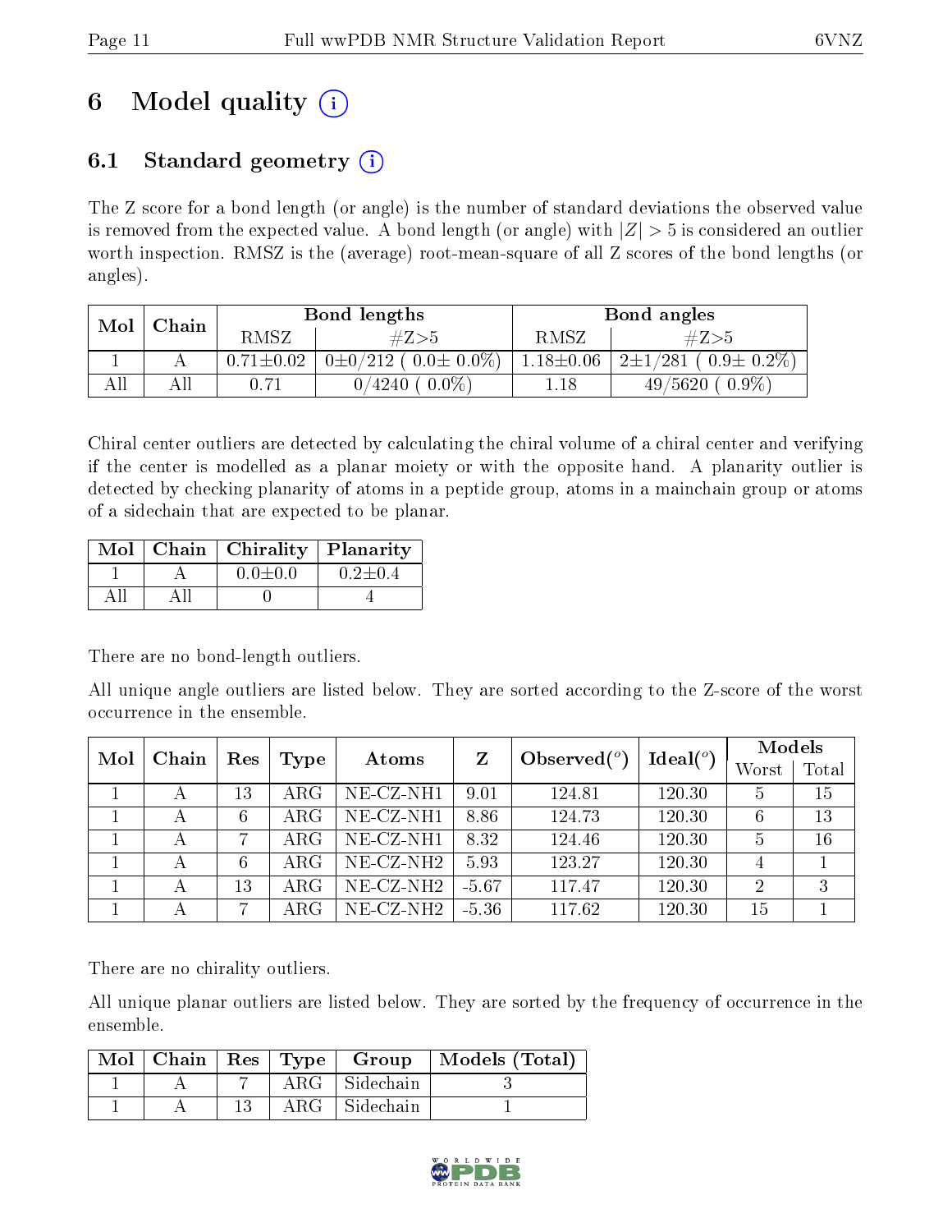# 6 Model quality (i)

## 6.1 Standard geometry (i)

The Z score for a bond length (or angle) is the number of standard deviations the observed value is removed from the expected value. A bond length (or angle) with $|Z| > 5$ is considered an outlier worth inspection. RMSZ is the (average) root-mean-square of all Z scores of the bond lengths (or angles).

| Mol | Chain | Bond lengths | | Bond angles | |
|---|---|---|---|---|---|
| | | RMSZ | #Z>5 | RMSZ | #Z>5 |
| 1 | A | 0.71±0.02 | 0±0/212 ( 0.0± 0.0%) | 1.18±0.06 | 2±1/281 ( 0.9± 0.2%) |
| All | All | 0.71 | 0/4240 ( 0.0%) | 1.18 | 49/5620 ( 0.9%) |

Chiral center outliers are detected by calculating the chiral volume of a chiral center and verifying if the center is modelled as a planar moiety or with the opposite hand. A planarity outlier is detected by checking planarity of atoms in a peptide group, atoms in a mainchain group or atoms of a sidechain that are expected to be planar.

| Mol | Chain | Chirality | Planarity |
|---|---|---|---|
| 1 | A | 0.0±0.0 | 0.2±0.4 |
| All | All | 0 | 4 |

There are no bond-length outliers.

All unique angle outliers are listed below. They are sorted according to the Z-score of the worst occurrence in the ensemble.

| Mol | Chain | Res | Type | Atoms | Z | Observed($^o$) | Ideal($^o$) | Models | |
|---|---|---|---|---|---|---|---|---|---|
| | | | | | | | | Worst | Total |
| 1 | A | 13 | ARG | NE-CZ-NH1 | 9.01 | 124.81 | 120.30 | 5 | 15 |
| 1 | A | 6 | ARG | NE-CZ-NH1 | 8.86 | 124.73 | 120.30 | 6 | 13 |
| 1 | A | 7 | ARG | NE-CZ-NH1 | 8.32 | 124.46 | 120.30 | 5 | 16 |
| 1 | A | 6 | ARG | NE-CZ-NH2 | 5.93 | 123.27 | 120.30 | 4 | 1 |
| 1 | A | 13 | ARG | NE-CZ-NH2 | -5.67 | 117.47 | 120.30 | 2 | 3 |
| 1 | A | 7 | ARG | NE-CZ-NH2 | -5.36 | 117.62 | 120.30 | 15 | 1 |

There are no chirality outliers.

All unique planar outliers are listed below. They are sorted by the frequency of occurrence in the ensemble.

| Mol | Chain | Res | Type | Group | Models (Total) |
|---|---|---|---|---|---|
| 1 | A | 7 | ARG | Sidechain | 3 |
| 1 | A | 13 | ARG | Sidechain | 1 |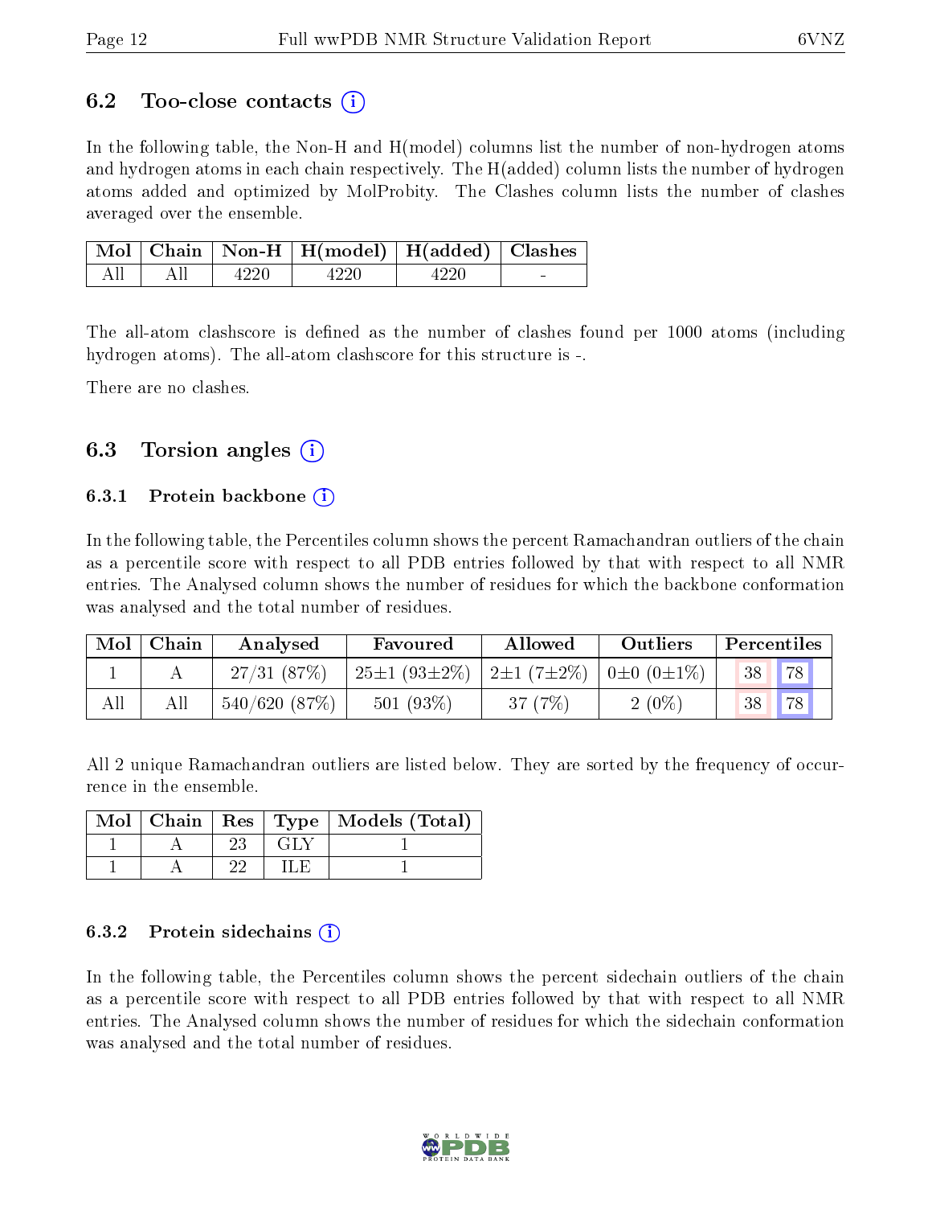## 6.2 Too-close contacts (i)

In the following table, the Non-H and H(model) columns list the number of non-hydrogen atoms and hydrogen atoms in each chain respectively. The H(added) column lists the number of hydrogen atoms added and optimized by MolProbity. The Clashes column lists the number of clashes averaged over the ensemble.

| Mol | Chain | Non-H | H(model) | H(added) | Clashes |
|---|---|---|---|---|---|
| All | All | 4220 | 4220 | 4220 | - |

The all-atom clashscore is defined as the number of clashes found per 1000 atoms (including hydrogen atoms). The all-atom clashscore for this structure is -.

There are no clashes.

## 6.3 Torsion angles (i)

### 6.3.1 Protein backbone (i)

In the following table, the Percentiles column shows the percent Ramachandran outliers of the chain as a percentile score with respect to all PDB entries followed by that with respect to all NMR entries. The Analysed column shows the number of residues for which the backbone conformation was analysed and the total number of residues.

| Mol | Chain | Analysed | Favoured | Allowed | Outliers | Percentiles | |
|---|---|---|---|---|---|---|---|
| 1 | A | 27/31 (87%) | 25±1 (93±2%) | 2±1 (7±2%) | 0±0 (0±1%) | 38 | 78 |
| All | All | 540/620 (87%) | 501 (93%) | 37 (7%) | 2 (0%) | 38 | 78 |

All 2 unique Ramachandran outliers are listed below. They are sorted by the frequency of occurrence in the ensemble.

| Mol | Chain | Res | Type | Models (Total) |
|---|---|---|---|---|
| 1 | A | 23 | GLY | 1 |
| 1 | A | 22 | ILE | 1 |

### 6.3.2 Protein sidechains (i)

In the following table, the Percentiles column shows the percent sidechain outliers of the chain as a percentile score with respect to all PDB entries followed by that with respect to all NMR entries. The Analysed column shows the number of residues for which the sidechain conformation was analysed and the total number of residues.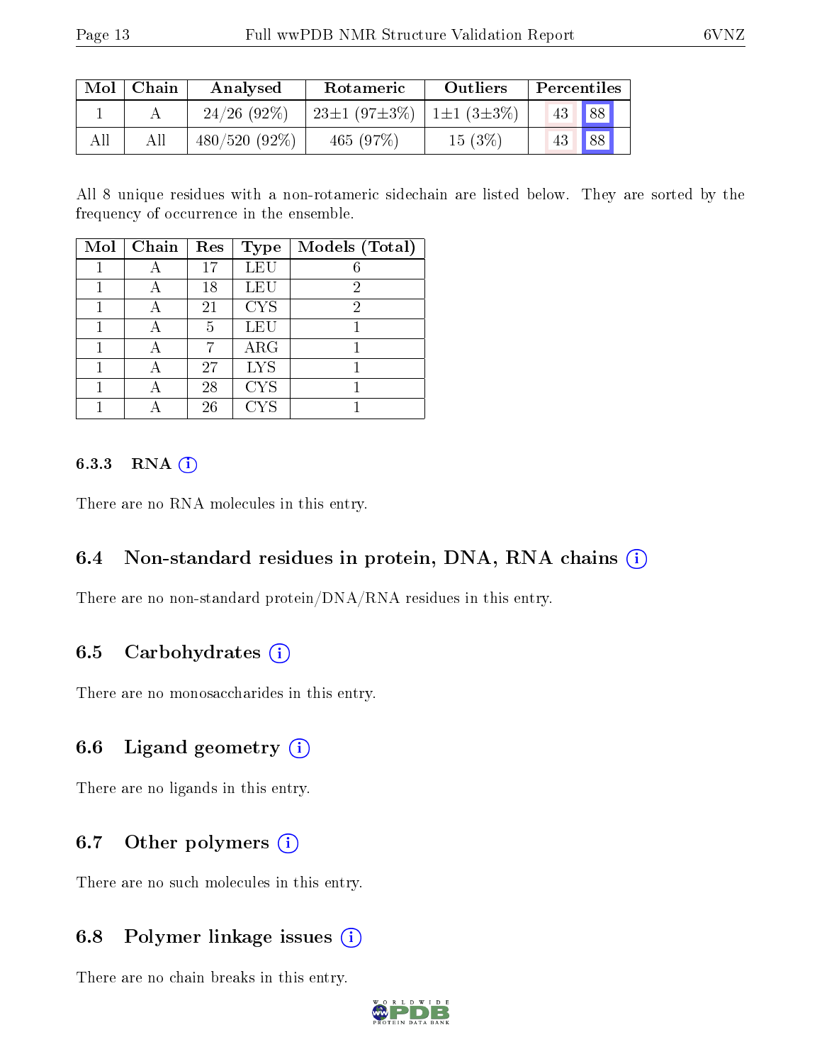| Mol | Chain | Analysed | Rotameric | Outliers | Percentiles | |
|---|---|---|---|---|---|---|
| 1 | A | 24/26 (92%) | 23±1 (97±3%) | 1±1 (3±3%) | 43 | 88 |
| All | All | 480/520 (92%) | 465 (97%) | 15 (3%) | 43 | 88 |

All 8 unique residues with a non-rotameric sidechain are listed below. They are sorted by the frequency of occurrence in the ensemble.

| Mol | Chain | Res | Type | Models (Total) |
|---|---|---|---|---|
| 1 | A | 17 | LEU | 6 |
| 1 | A | 18 | LEU | 2 |
| 1 | A | 21 | CYS | 2 |
| 1 | A | 5 | LEU | 1 |
| 1 | A | 7 | ARG | 1 |
| 1 | A | 27 | LYS | 1 |
| 1 | A | 28 | CYS | 1 |
| 1 | A | 26 | CYS | 1 |

#### 6.3.3 RNA

There are no RNA molecules in this entry.

### 6.4 Non-standard residues in protein, DNA, RNA chains

There are no non-standard protein/DNA/RNA residues in this entry.

### 6.5 Carbohydrates

There are no monosaccharides in this entry.

### 6.6 Ligand geometry

There are no ligands in this entry.

### 6.7 Other polymers

There are no such molecules in this entry.

### 6.8 Polymer linkage issues

There are no chain breaks in this entry.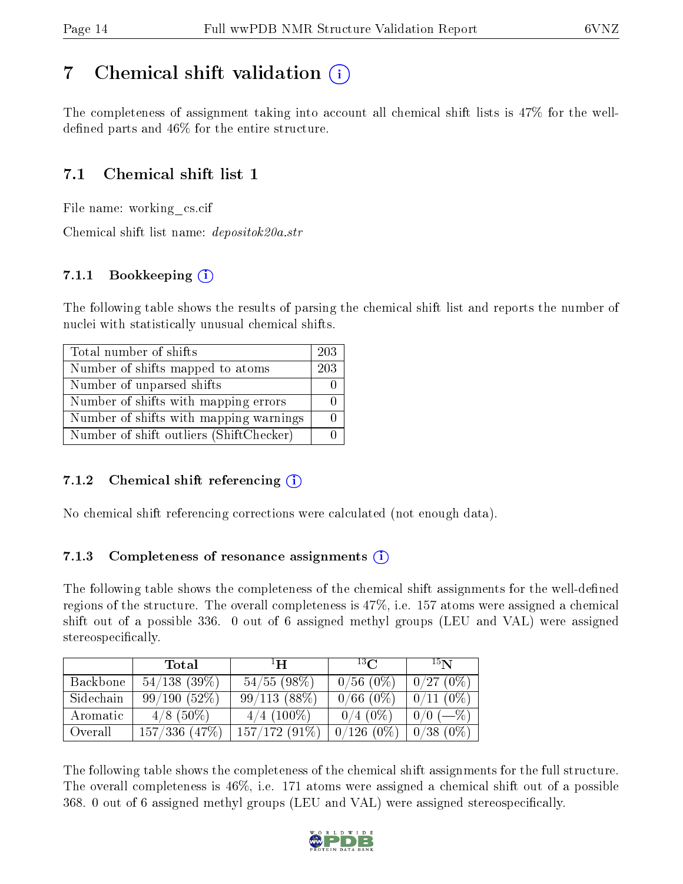# 7 Chemical shift validation (i)

The completeness of assignment taking into account all chemical shift lists is 47% for the well-defined parts and 46% for the entire structure.

## 7.1 Chemical shift list 1

File name: working_cs.cif

Chemical shift list name: *depositok20a.str*

### 7.1.1 Bookkeeping (i)

The following table shows the results of parsing the chemical shift list and reports the number of nuclei with statistically unusual chemical shifts.

| | |
|---|---|
| Total number of shifts | 203 |
| Number of shifts mapped to atoms | 203 |
| Number of unparsed shifts | 0 |
| Number of shifts with mapping errors | 0 |
| Number of shifts with mapping warnings | 0 |
| Number of shift outliers (ShiftChecker) | 0 |

### 7.1.2 Chemical shift referencing (i)

No chemical shift referencing corrections were calculated (not enough data).

### 7.1.3 Completeness of resonance assignments (i)

The following table shows the completeness of the chemical shift assignments for the well-defined regions of the structure. The overall completeness is 47%, i.e. 157 atoms were assigned a chemical shift out of a possible 336. 0 out of 6 assigned methyl groups (LEU and VAL) were assigned stereospecifically.

| | Total | $^{1}$H | $^{13}$C | $^{15}$N |
|---|---|---|---|---|
| Backbone | 54/138 (39%) | 54/55 (98%) | 0/56 (0%) | 0/27 (0%) |
| Sidechain | 99/190 (52%) | 99/113 (88%) | 0/66 (0%) | 0/11 (0%) |
| Aromatic | 4/8 (50%) | 4/4 (100%) | 0/4 (0%) | 0/0 (—%) |
| Overall | 157/336 (47%) | 157/172 (91%) | 0/126 (0%) | 0/38 (0%) |

The following table shows the completeness of the chemical shift assignments for the full structure. The overall completeness is 46%, i.e. 171 atoms were assigned a chemical shift out of a possible 368. 0 out of 6 assigned methyl groups (LEU and VAL) were assigned stereospecifically.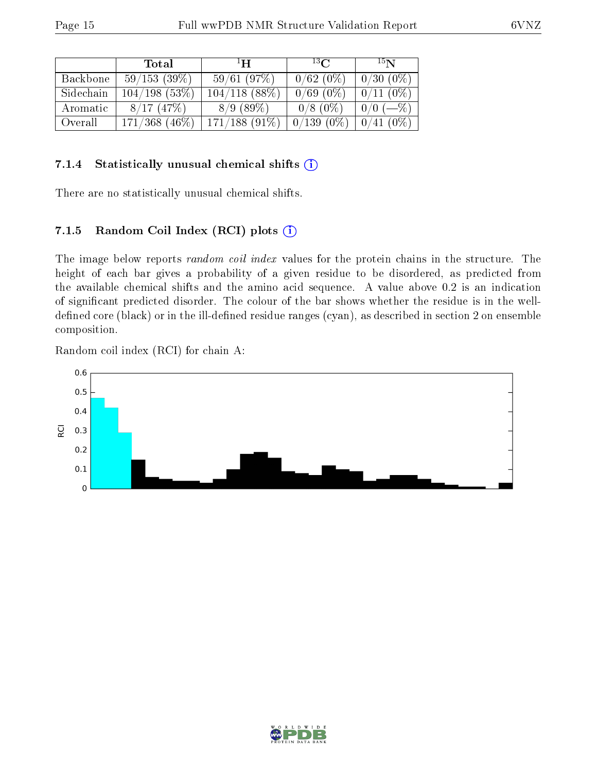| | Total | $^{1}$H | $^{13}$C | $^{15}$N |
|---|---|---|---|---|
| Backbone | 59/153 (39%) | 59/61 (97%) | 0/62 (0%) | 0/30 (0%) |
| Sidechain | 104/198 (53%) | 104/118 (88%) | 0/69 (0%) | 0/11 (0%) |
| Aromatic | 8/17 (47%) | 8/9 (89%) | 0/8 (0%) | 0/0 (—%) |
| Overall | 171/368 (46%) | 171/188 (91%) | 0/139 (0%) | 0/41 (0%) |

### 7.1.4 Statistically unusual chemical shifts

There are no statistically unusual chemical shifts.

### 7.1.5 Random Coil Index (RCI) plots

The image below reports *random coil index* values for the protein chains in the structure. The height of each bar gives a probability of a given residue to be disordered, as predicted from the available chemical shifts and the amino acid sequence. A value above 0.2 is an indication of significant predicted disorder. The colour of the bar shows whether the residue is in the well-defined core (black) or in the ill-defined residue ranges (cyan), as described in section 2 on ensemble composition.

Random coil index (RCI) for chain A:

RCI
0.6
0.5
0.4
0.3
0.2
0.1
0